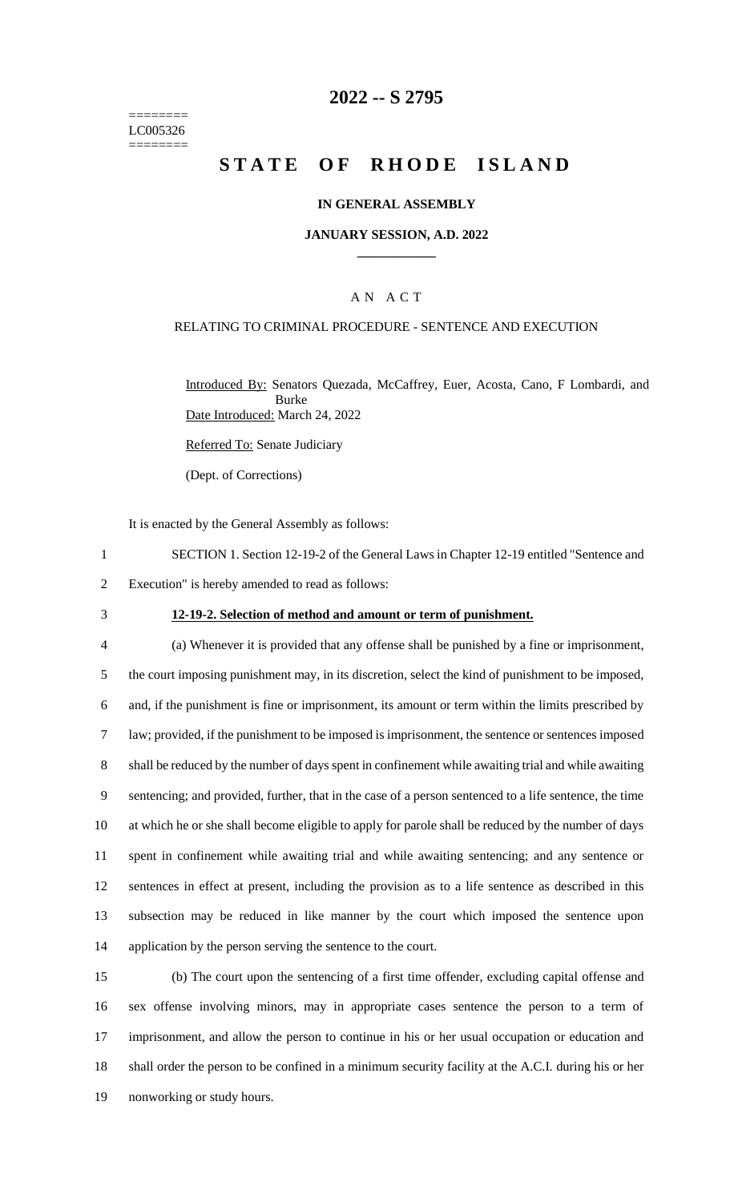========
LC005326
========

# 2022 -- S 2795

# STATE OF RHODE ISLAND

### IN GENERAL ASSEMBLY

### JANUARY SESSION, A.D. 2022

### A N A C T

RELATING TO CRIMINAL PROCEDURE - SENTENCE AND EXECUTION

Introduced By: Senators Quezada, McCaffrey, Euer, Acosta, Cano, F Lombardi, and Burke

Date Introduced: March 24, 2022

Referred To: Senate Judiciary

(Dept. of Corrections)

It is enacted by the General Assembly as follows:

1 SECTION 1. Section 12-19-2 of the General Laws in Chapter 12-19 entitled "Sentence and
2 Execution" is hereby amended to read as follows:

3 **12-19-2. Selection of method and amount or term of punishment.**

4 (a) Whenever it is provided that any offense shall be punished by a fine or imprisonment,
5 the court imposing punishment may, in its discretion, select the kind of punishment to be imposed,
6 and, if the punishment is fine or imprisonment, its amount or term within the limits prescribed by
7 law; provided, if the punishment to be imposed is imprisonment, the sentence or sentences imposed
8 shall be reduced by the number of days spent in confinement while awaiting trial and while awaiting
9 sentencing; and provided, further, that in the case of a person sentenced to a life sentence, the time
10 at which he or she shall become eligible to apply for parole shall be reduced by the number of days
11 spent in confinement while awaiting trial and while awaiting sentencing; and any sentence or
12 sentences in effect at present, including the provision as to a life sentence as described in this
13 subsection may be reduced in like manner by the court which imposed the sentence upon
14 application by the person serving the sentence to the court.

15 (b) The court upon the sentencing of a first time offender, excluding capital offense and
16 sex offense involving minors, may in appropriate cases sentence the person to a term of
17 imprisonment, and allow the person to continue in his or her usual occupation or education and
18 shall order the person to be confined in a minimum security facility at the A.C.I. during his or her
19 nonworking or study hours.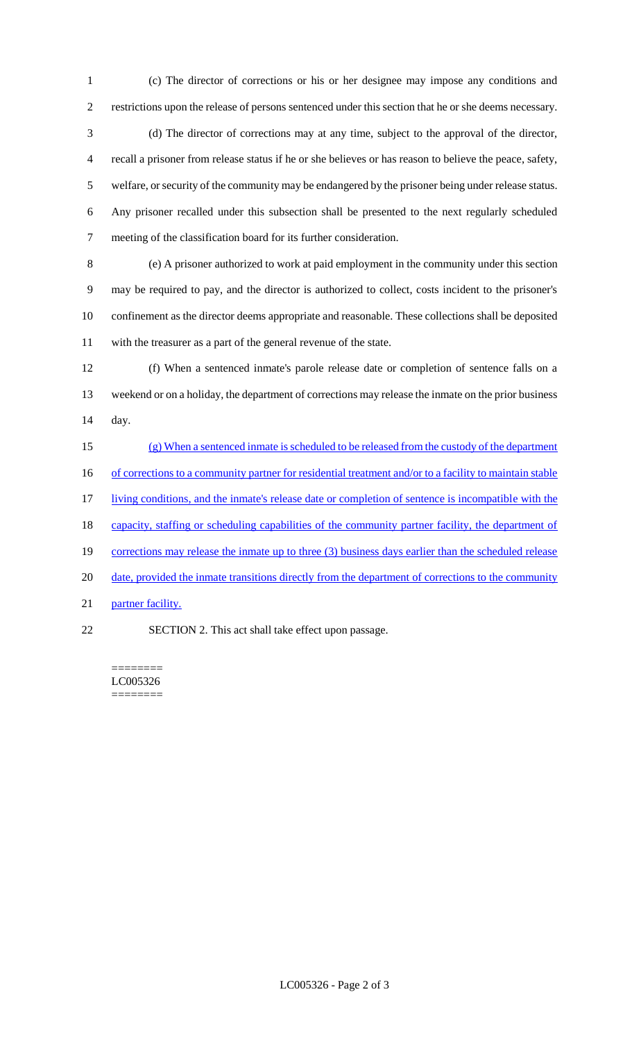(c) The director of corrections or his or her designee may impose any conditions and restrictions upon the release of persons sentenced under this section that he or she deems necessary.

(d) The director of corrections may at any time, subject to the approval of the director, recall a prisoner from release status if he or she believes or has reason to believe the peace, safety, welfare, or security of the community may be endangered by the prisoner being under release status. Any prisoner recalled under this subsection shall be presented to the next regularly scheduled meeting of the classification board for its further consideration.

(e) A prisoner authorized to work at paid employment in the community under this section may be required to pay, and the director is authorized to collect, costs incident to the prisoner's confinement as the director deems appropriate and reasonable. These collections shall be deposited with the treasurer as a part of the general revenue of the state.

(f) When a sentenced inmate's parole release date or completion of sentence falls on a weekend or on a holiday, the department of corrections may release the inmate on the prior business day.

(g) When a sentenced inmate is scheduled to be released from the custody of the department of corrections to a community partner for residential treatment and/or to a facility to maintain stable living conditions, and the inmate's release date or completion of sentence is incompatible with the capacity, staffing or scheduling capabilities of the community partner facility, the department of corrections may release the inmate up to three (3) business days earlier than the scheduled release date, provided the inmate transitions directly from the department of corrections to the community partner facility.

SECTION 2. This act shall take effect upon passage.

========
LC005326
========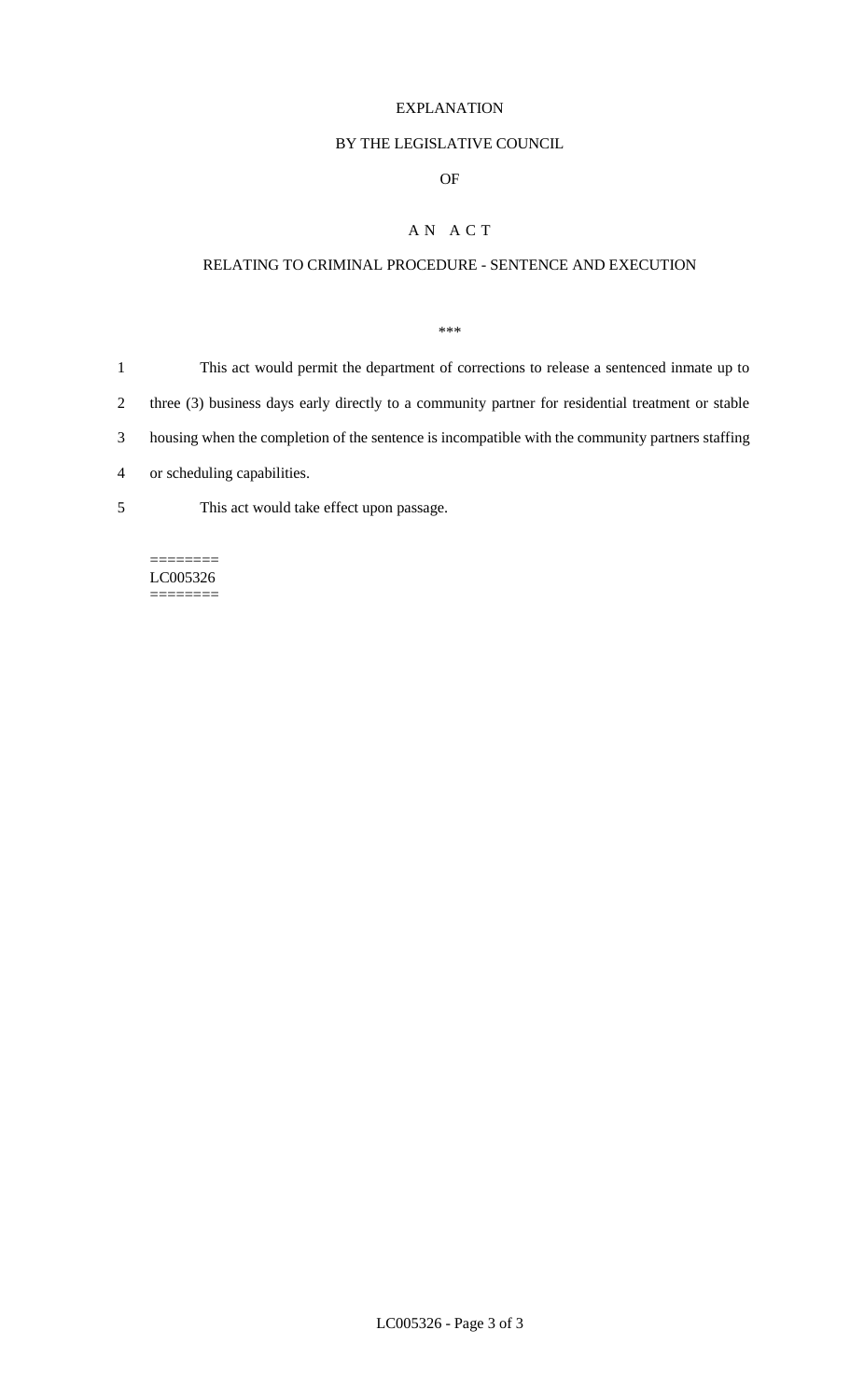EXPLANATION

BY THE LEGISLATIVE COUNCIL

OF

A N A C T

RELATING TO CRIMINAL PROCEDURE - SENTENCE AND EXECUTION

\*\*\*

1 This act would permit the department of corrections to release a sentenced inmate up to
2 three (3) business days early directly to a community partner for residential treatment or stable
3 housing when the completion of the sentence is incompatible with the community partners staffing
4 or scheduling capabilities.

5 This act would take effect upon passage.

========
LC005326
========